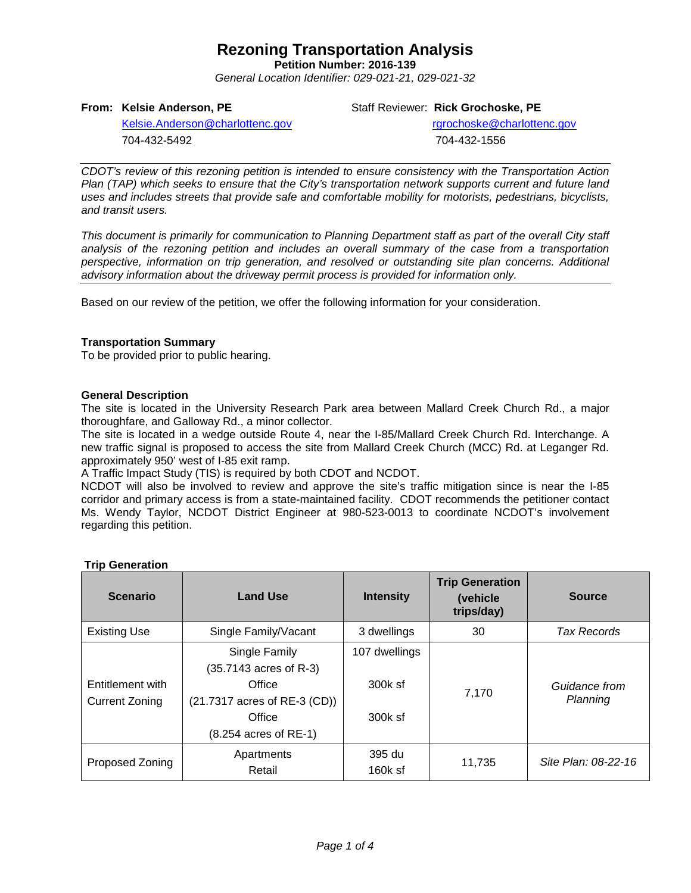# Rezoning Transportation Analysis

**Petition Number: 2016-139**

*General Location Identifier: 029-021-21, 029-021-32*

**From: Kelsie Anderson, PE**
Kelsie.Anderson@charlottenc.gov
704-432-5492

Staff Reviewer: **Rick Grochoske, PE**
rgrochoske@charlottenc.gov
704-432-1556

---

*CDOT's review of this rezoning petition is intended to ensure consistency with the Transportation Action Plan (TAP) which seeks to ensure that the City's transportation network supports current and future land uses and includes streets that provide safe and comfortable mobility for motorists, pedestrians, bicyclists, and transit users.*

*This document is primarily for communication to Planning Department staff as part of the overall City staff analysis of the rezoning petition and includes an overall summary of the case from a transportation perspective, information on trip generation, and resolved or outstanding site plan concerns. Additional advisory information about the driveway permit process is provided for information only.*

---

Based on our review of the petition, we offer the following information for your consideration.

**Transportation Summary**

To be provided prior to public hearing.

**General Description**

The site is located in the University Research Park area between Mallard Creek Church Rd., a major thoroughfare, and Galloway Rd., a minor collector.

The site is located in a wedge outside Route 4, near the I-85/Mallard Creek Church Rd. Interchange. A new traffic signal is proposed to access the site from Mallard Creek Church (MCC) Rd. at Leganger Rd. approximately 950' west of I-85 exit ramp.

A Traffic Impact Study (TIS) is required by both CDOT and NCDOT.

NCDOT will also be involved to review and approve the site's traffic mitigation since is near the I-85 corridor and primary access is from a state-maintained facility. CDOT recommends the petitioner contact Ms. Wendy Taylor, NCDOT District Engineer at 980-523-0013 to coordinate NCDOT's involvement regarding this petition.

**Trip Generation**

| Scenario | Land Use | Intensity | Trip Generation (vehicle trips/day) | Source |
|---|---|---|---|---|
| Existing Use | Single Family/Vacant | 3 dwellings | 30 | *Tax Records* |
| Entitlement with Current Zoning | Single Family (35.7143 acres of R-3) Office (21.7317 acres of RE-3 (CD)) Office (8.254 acres of RE-1) | 107 dwellings 300k sf 300k sf | 7,170 | *Guidance from Planning* |
| Proposed Zoning | Apartments Retail | 395 du 160k sf | 11,735 | *Site Plan: 08-22-16* |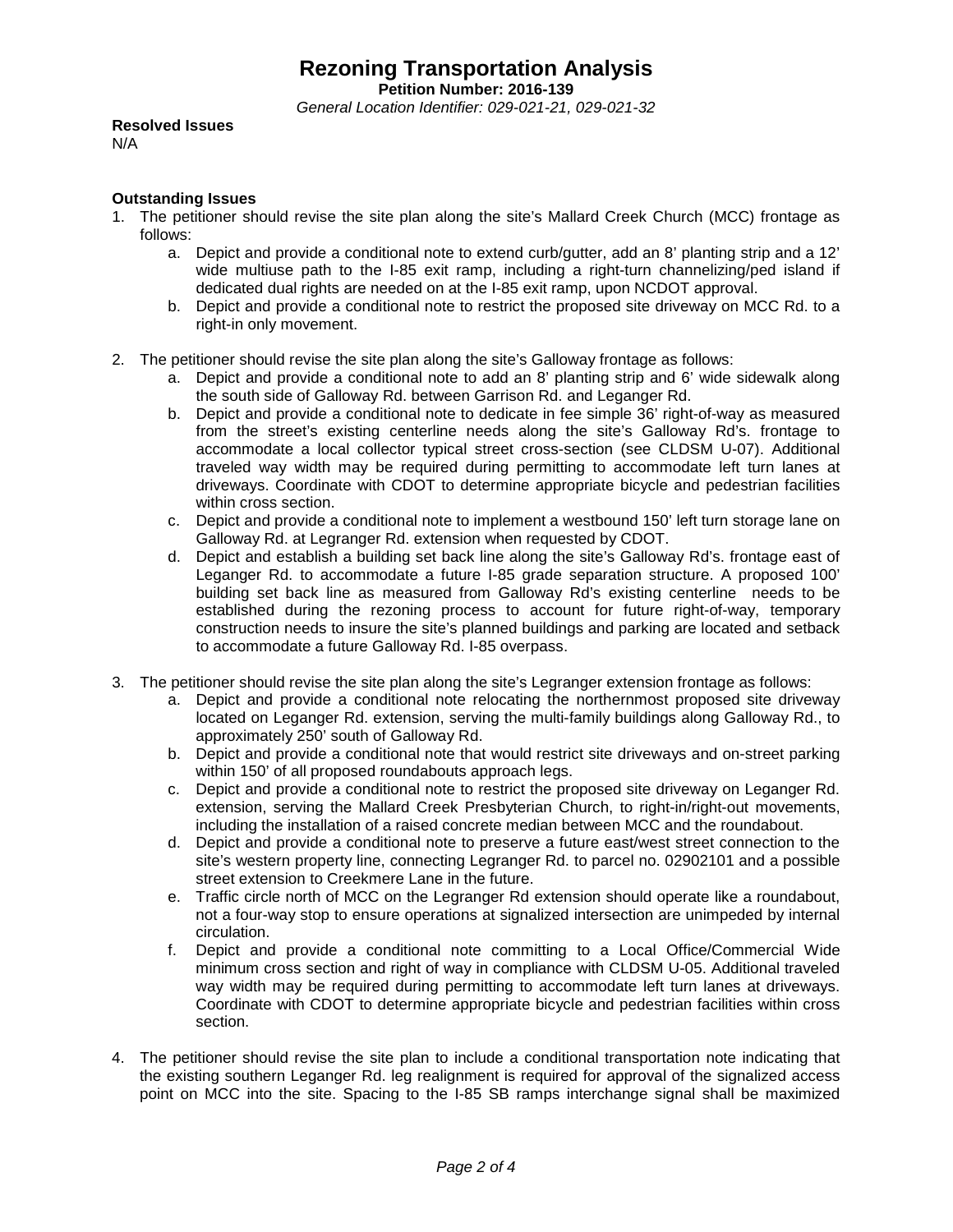# Rezoning Transportation Analysis

**Petition Number: 2016-139**

*General Location Identifier: 029-021-21, 029-021-32*

**Resolved Issues**

N/A

**Outstanding Issues**

1. The petitioner should revise the site plan along the site's Mallard Creek Church (MCC) frontage as follows:
   a. Depict and provide a conditional note to extend curb/gutter, add an 8' planting strip and a 12' wide multiuse path to the I-85 exit ramp, including a right-turn channelizing/ped island if dedicated dual rights are needed on at the I-85 exit ramp, upon NCDOT approval.
   b. Depict and provide a conditional note to restrict the proposed site driveway on MCC Rd. to a right-in only movement.

2. The petitioner should revise the site plan along the site's Galloway frontage as follows:
   a. Depict and provide a conditional note to add an 8' planting strip and 6' wide sidewalk along the south side of Galloway Rd. between Garrison Rd. and Leganger Rd.
   b. Depict and provide a conditional note to dedicate in fee simple 36' right-of-way as measured from the street's existing centerline needs along the site's Galloway Rd's. frontage to accommodate a local collector typical street cross-section (see CLDSM U-07). Additional traveled way width may be required during permitting to accommodate left turn lanes at driveways. Coordinate with CDOT to determine appropriate bicycle and pedestrian facilities within cross section.
   c. Depict and provide a conditional note to implement a westbound 150' left turn storage lane on Galloway Rd. at Legranger Rd. extension when requested by CDOT.
   d. Depict and establish a building set back line along the site's Galloway Rd's. frontage east of Leganger Rd. to accommodate a future I-85 grade separation structure. A proposed 100' building set back line as measured from Galloway Rd's existing centerline needs to be established during the rezoning process to account for future right-of-way, temporary construction needs to insure the site's planned buildings and parking are located and setback to accommodate a future Galloway Rd. I-85 overpass.

3. The petitioner should revise the site plan along the site's Legranger extension frontage as follows:
   a. Depict and provide a conditional note relocating the northernmost proposed site driveway located on Leganger Rd. extension, serving the multi-family buildings along Galloway Rd., to approximately 250' south of Galloway Rd.
   b. Depict and provide a conditional note that would restrict site driveways and on-street parking within 150' of all proposed roundabouts approach legs.
   c. Depict and provide a conditional note to restrict the proposed site driveway on Leganger Rd. extension, serving the Mallard Creek Presbyterian Church, to right-in/right-out movements, including the installation of a raised concrete median between MCC and the roundabout.
   d. Depict and provide a conditional note to preserve a future east/west street connection to the site's western property line, connecting Legranger Rd. to parcel no. 02902101 and a possible street extension to Creekmere Lane in the future.
   e. Traffic circle north of MCC on the Legranger Rd extension should operate like a roundabout, not a four-way stop to ensure operations at signalized intersection are unimpeded by internal circulation.
   f. Depict and provide a conditional note committing to a Local Office/Commercial Wide minimum cross section and right of way in compliance with CLDSM U-05. Additional traveled way width may be required during permitting to accommodate left turn lanes at driveways. Coordinate with CDOT to determine appropriate bicycle and pedestrian facilities within cross section.

4. The petitioner should revise the site plan to include a conditional transportation note indicating that the existing southern Leganger Rd. leg realignment is required for approval of the signalized access point on MCC into the site. Spacing to the I-85 SB ramps interchange signal shall be maximized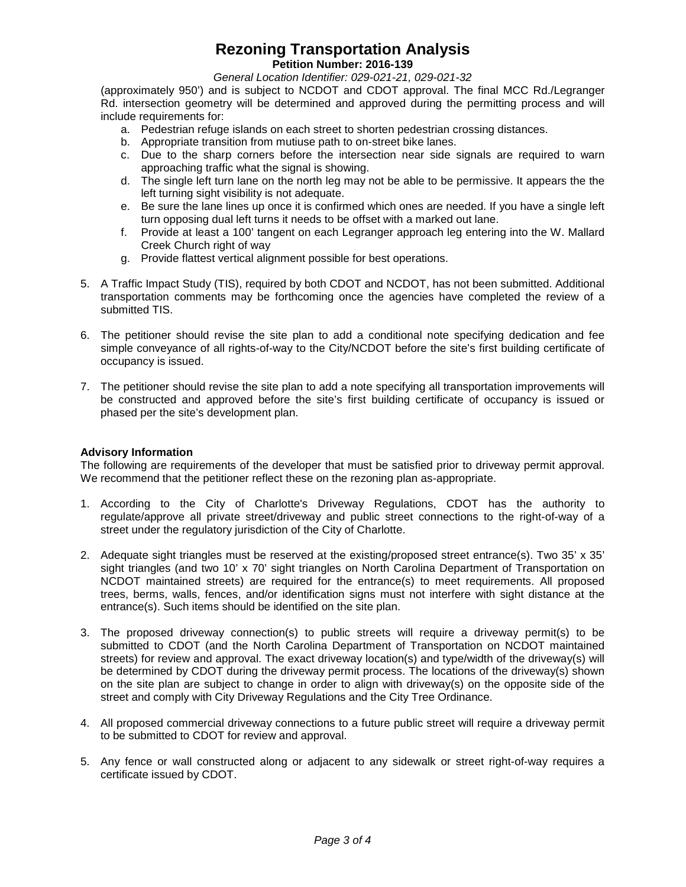# Rezoning Transportation Analysis

**Petition Number: 2016-139**

*General Location Identifier: 029-021-21, 029-021-32*

(approximately 950') and is subject to NCDOT and CDOT approval. The final MCC Rd./Legranger Rd. intersection geometry will be determined and approved during the permitting process and will include requirements for:

a. Pedestrian refuge islands on each street to shorten pedestrian crossing distances.
b. Appropriate transition from mutiuse path to on-street bike lanes.
c. Due to the sharp corners before the intersection near side signals are required to warn approaching traffic what the signal is showing.
d. The single left turn lane on the north leg may not be able to be permissive. It appears the the left turning sight visibility is not adequate.
e. Be sure the lane lines up once it is confirmed which ones are needed. If you have a single left turn opposing dual left turns it needs to be offset with a marked out lane.
f. Provide at least a 100' tangent on each Legranger approach leg entering into the W. Mallard Creek Church right of way
g. Provide flattest vertical alignment possible for best operations.

5. A Traffic Impact Study (TIS), required by both CDOT and NCDOT, has not been submitted. Additional transportation comments may be forthcoming once the agencies have completed the review of a submitted TIS.

6. The petitioner should revise the site plan to add a conditional note specifying dedication and fee simple conveyance of all rights-of-way to the City/NCDOT before the site's first building certificate of occupancy is issued.

7. The petitioner should revise the site plan to add a note specifying all transportation improvements will be constructed and approved before the site's first building certificate of occupancy is issued or phased per the site's development plan.

**Advisory Information**

The following are requirements of the developer that must be satisfied prior to driveway permit approval. We recommend that the petitioner reflect these on the rezoning plan as-appropriate.

1. According to the City of Charlotte's Driveway Regulations, CDOT has the authority to regulate/approve all private street/driveway and public street connections to the right-of-way of a street under the regulatory jurisdiction of the City of Charlotte.

2. Adequate sight triangles must be reserved at the existing/proposed street entrance(s). Two 35' x 35' sight triangles (and two 10' x 70' sight triangles on North Carolina Department of Transportation on NCDOT maintained streets) are required for the entrance(s) to meet requirements. All proposed trees, berms, walls, fences, and/or identification signs must not interfere with sight distance at the entrance(s). Such items should be identified on the site plan.

3. The proposed driveway connection(s) to public streets will require a driveway permit(s) to be submitted to CDOT (and the North Carolina Department of Transportation on NCDOT maintained streets) for review and approval. The exact driveway location(s) and type/width of the driveway(s) will be determined by CDOT during the driveway permit process. The locations of the driveway(s) shown on the site plan are subject to change in order to align with driveway(s) on the opposite side of the street and comply with City Driveway Regulations and the City Tree Ordinance.

4. All proposed commercial driveway connections to a future public street will require a driveway permit to be submitted to CDOT for review and approval.

5. Any fence or wall constructed along or adjacent to any sidewalk or street right-of-way requires a certificate issued by CDOT.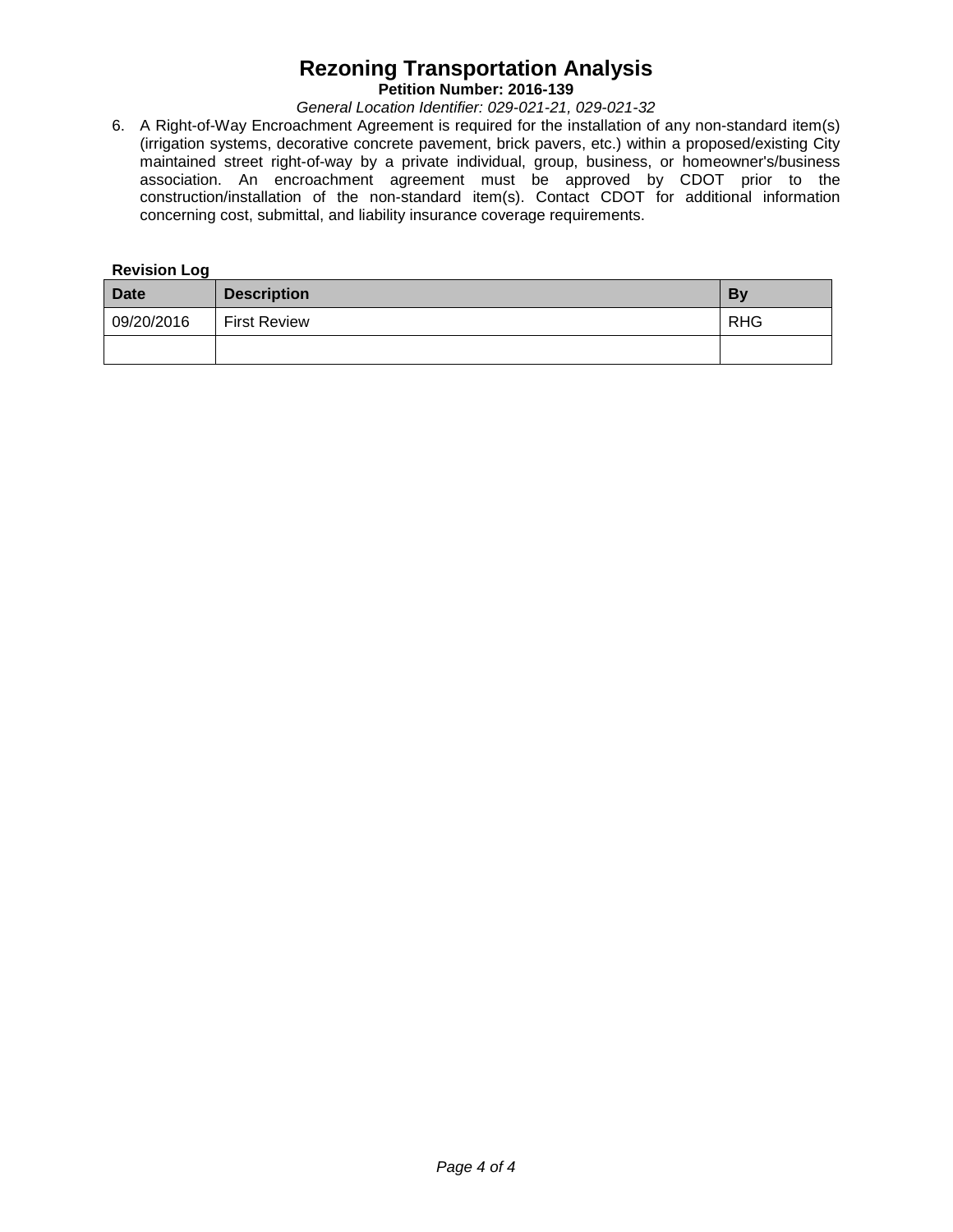6. A Right-of-Way Encroachment Agreement is required for the installation of any non-standard item(s) (irrigation systems, decorative concrete pavement, brick pavers, etc.) within a proposed/existing City maintained street right-of-way by a private individual, group, business, or homeowner's/business association. An encroachment agreement must be approved by CDOT prior to the construction/installation of the non-standard item(s). Contact CDOT for additional information concerning cost, submittal, and liability insurance coverage requirements.

**Revision Log**

| Date | Description | By |
|---|---|---|
| 09/20/2016 | First Review | RHG |
| | | |